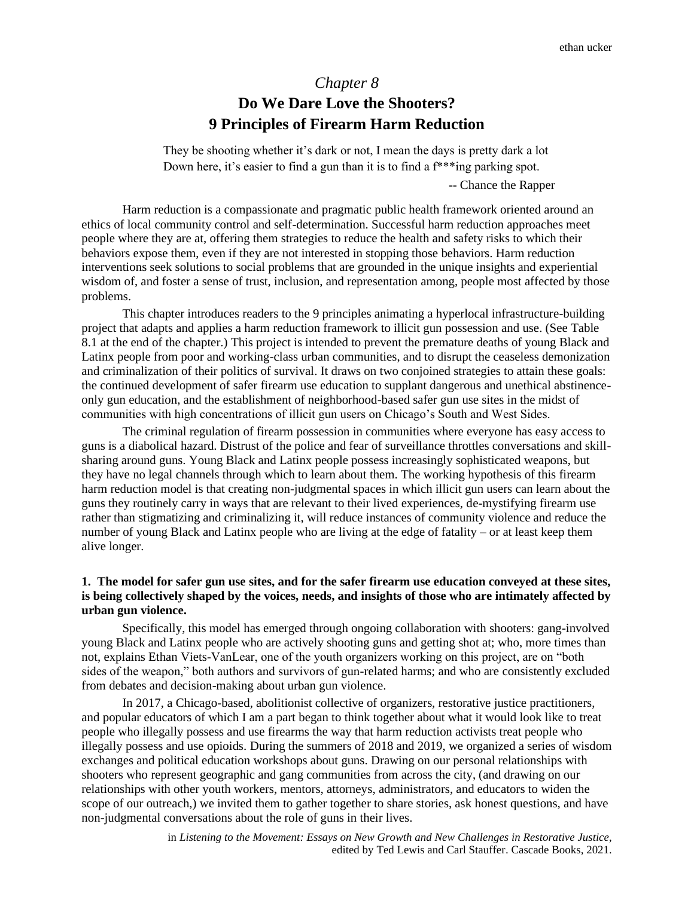*Chapter 8*

# Do We Dare Love the Shooters? 9 Principles of Firearm Harm Reduction

> They be shooting whether it's dark or not, I mean the days is pretty dark a lot
> Down here, it's easier to find a gun than it is to find a f***ing parking spot.
>
> -- Chance the Rapper

Harm reduction is a compassionate and pragmatic public health framework oriented around an ethics of local community control and self-determination. Successful harm reduction approaches meet people where they are at, offering them strategies to reduce the health and safety risks to which their behaviors expose them, even if they are not interested in stopping those behaviors. Harm reduction interventions seek solutions to social problems that are grounded in the unique insights and experiential wisdom of, and foster a sense of trust, inclusion, and representation among, people most affected by those problems.

This chapter introduces readers to the 9 principles animating a hyperlocal infrastructure-building project that adapts and applies a harm reduction framework to illicit gun possession and use. (See Table 8.1 at the end of the chapter.) This project is intended to prevent the premature deaths of young Black and Latinx people from poor and working-class urban communities, and to disrupt the ceaseless demonization and criminalization of their politics of survival. It draws on two conjoined strategies to attain these goals: the continued development of safer firearm use education to supplant dangerous and unethical abstinence-only gun education, and the establishment of neighborhood-based safer gun use sites in the midst of communities with high concentrations of illicit gun users on Chicago's South and West Sides.

The criminal regulation of firearm possession in communities where everyone has easy access to guns is a diabolical hazard. Distrust of the police and fear of surveillance throttles conversations and skill-sharing around guns. Young Black and Latinx people possess increasingly sophisticated weapons, but they have no legal channels through which to learn about them. The working hypothesis of this firearm harm reduction model is that creating non-judgmental spaces in which illicit gun users can learn about the guns they routinely carry in ways that are relevant to their lived experiences, de-mystifying firearm use rather than stigmatizing and criminalizing it, will reduce instances of community violence and reduce the number of young Black and Latinx people who are living at the edge of fatality – or at least keep them alive longer.

**1. The model for safer gun use sites, and for the safer firearm use education conveyed at these sites, is being collectively shaped by the voices, needs, and insights of those who are intimately affected by urban gun violence.**

Specifically, this model has emerged through ongoing collaboration with shooters: gang-involved young Black and Latinx people who are actively shooting guns and getting shot at; who, more times than not, explains Ethan Viets-VanLear, one of the youth organizers working on this project, are on "both sides of the weapon," both authors and survivors of gun-related harms; and who are consistently excluded from debates and decision-making about urban gun violence.

In 2017, a Chicago-based, abolitionist collective of organizers, restorative justice practitioners, and popular educators of which I am a part began to think together about what it would look like to treat people who illegally possess and use firearms the way that harm reduction activists treat people who illegally possess and use opioids. During the summers of 2018 and 2019, we organized a series of wisdom exchanges and political education workshops about guns. Drawing on our personal relationships with shooters who represent geographic and gang communities from across the city, (and drawing on our relationships with other youth workers, mentors, attorneys, administrators, and educators to widen the scope of our outreach,) we invited them to gather together to share stories, ask honest questions, and have non-judgmental conversations about the role of guns in their lives.

in *Listening to the Movement: Essays on New Growth and New Challenges in Restorative Justice*, edited by Ted Lewis and Carl Stauffer. Cascade Books, 2021.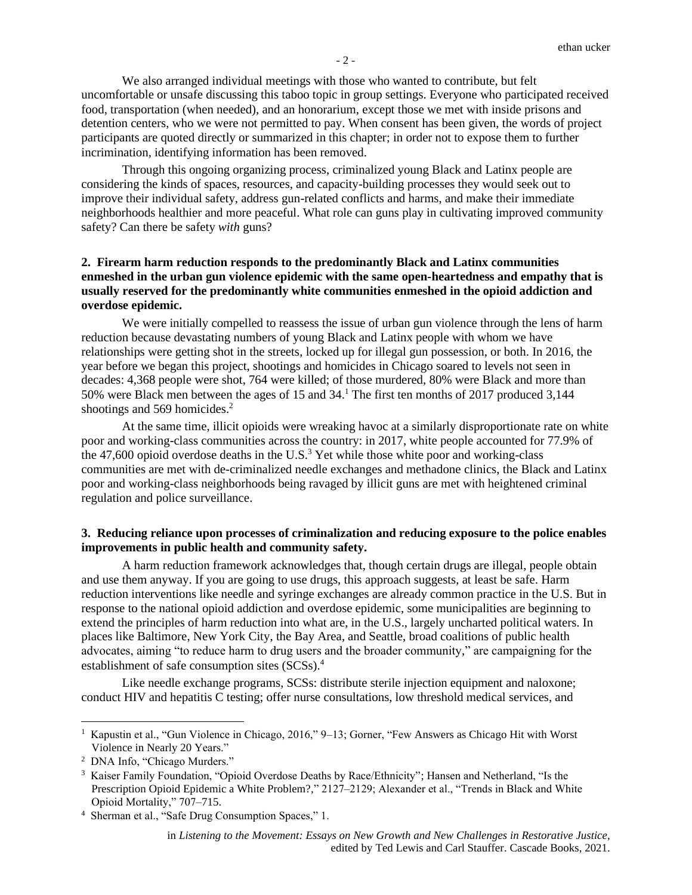We also arranged individual meetings with those who wanted to contribute, but felt uncomfortable or unsafe discussing this taboo topic in group settings. Everyone who participated received food, transportation (when needed), and an honorarium, except those we met with inside prisons and detention centers, who we were not permitted to pay. When consent has been given, the words of project participants are quoted directly or summarized in this chapter; in order not to expose them to further incrimination, identifying information has been removed.

Through this ongoing organizing process, criminalized young Black and Latinx people are considering the kinds of spaces, resources, and capacity-building processes they would seek out to improve their individual safety, address gun-related conflicts and harms, and make their immediate neighborhoods healthier and more peaceful. What role can guns play in cultivating improved community safety? Can there be safety *with* guns?

**2. Firearm harm reduction responds to the predominantly Black and Latinx communities enmeshed in the urban gun violence epidemic with the same open-heartedness and empathy that is usually reserved for the predominantly white communities enmeshed in the opioid addiction and overdose epidemic.**

We were initially compelled to reassess the issue of urban gun violence through the lens of harm reduction because devastating numbers of young Black and Latinx people with whom we have relationships were getting shot in the streets, locked up for illegal gun possession, or both. In 2016, the year before we began this project, shootings and homicides in Chicago soared to levels not seen in decades: 4,368 people were shot, 764 were killed; of those murdered, 80% were Black and more than 50% were Black men between the ages of 15 and 34.[1] The first ten months of 2017 produced 3,144 shootings and 569 homicides.[2]

At the same time, illicit opioids were wreaking havoc at a similarly disproportionate rate on white poor and working-class communities across the country: in 2017, white people accounted for 77.9% of the 47,600 opioid overdose deaths in the U.S.[3] Yet while those white poor and working-class communities are met with de-criminalized needle exchanges and methadone clinics, the Black and Latinx poor and working-class neighborhoods being ravaged by illicit guns are met with heightened criminal regulation and police surveillance.

**3. Reducing reliance upon processes of criminalization and reducing exposure to the police enables improvements in public health and community safety.**

A harm reduction framework acknowledges that, though certain drugs are illegal, people obtain and use them anyway. If you are going to use drugs, this approach suggests, at least be safe. Harm reduction interventions like needle and syringe exchanges are already common practice in the U.S. But in response to the national opioid addiction and overdose epidemic, some municipalities are beginning to extend the principles of harm reduction into what are, in the U.S., largely uncharted political waters. In places like Baltimore, New York City, the Bay Area, and Seattle, broad coalitions of public health advocates, aiming "to reduce harm to drug users and the broader community," are campaigning for the establishment of safe consumption sites (SCSs).[4]

Like needle exchange programs, SCSs: distribute sterile injection equipment and naloxone; conduct HIV and hepatitis C testing; offer nurse consultations, low threshold medical services, and

---

[1] Kapustin et al., "Gun Violence in Chicago, 2016," 9–13; Gorner, "Few Answers as Chicago Hit with Worst Violence in Nearly 20 Years."

[2] DNA Info, "Chicago Murders."

[3] Kaiser Family Foundation, "Opioid Overdose Deaths by Race/Ethnicity"; Hansen and Netherland, "Is the Prescription Opioid Epidemic a White Problem?," 2127–2129; Alexander et al., "Trends in Black and White Opioid Mortality," 707–715.

[4] Sherman et al., "Safe Drug Consumption Spaces," 1.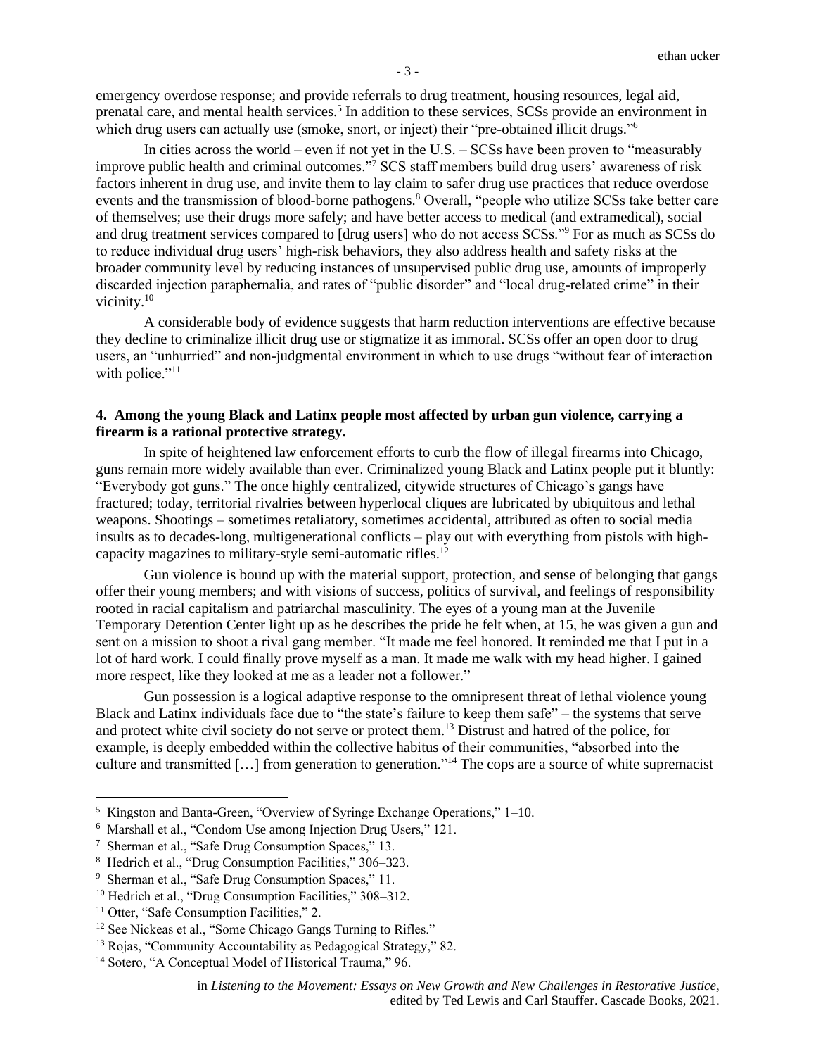emergency overdose response; and provide referrals to drug treatment, housing resources, legal aid, prenatal care, and mental health services.[5] In addition to these services, SCSs provide an environment in which drug users can actually use (smoke, snort, or inject) their "pre-obtained illicit drugs."[6]

In cities across the world – even if not yet in the U.S. – SCSs have been proven to "measurably improve public health and criminal outcomes."[7] SCS staff members build drug users' awareness of risk factors inherent in drug use, and invite them to lay claim to safer drug use practices that reduce overdose events and the transmission of blood-borne pathogens.[8] Overall, "people who utilize SCSs take better care of themselves; use their drugs more safely; and have better access to medical (and extramedical), social and drug treatment services compared to [drug users] who do not access SCSs."[9] For as much as SCSs do to reduce individual drug users' high-risk behaviors, they also address health and safety risks at the broader community level by reducing instances of unsupervised public drug use, amounts of improperly discarded injection paraphernalia, and rates of "public disorder" and "local drug-related crime" in their vicinity.[10]

A considerable body of evidence suggests that harm reduction interventions are effective because they decline to criminalize illicit drug use or stigmatize it as immoral. SCSs offer an open door to drug users, an "unhurried" and non-judgmental environment in which to use drugs "without fear of interaction with police."[11]

**4. Among the young Black and Latinx people most affected by urban gun violence, carrying a firearm is a rational protective strategy.**

In spite of heightened law enforcement efforts to curb the flow of illegal firearms into Chicago, guns remain more widely available than ever. Criminalized young Black and Latinx people put it bluntly: "Everybody got guns." The once highly centralized, citywide structures of Chicago's gangs have fractured; today, territorial rivalries between hyperlocal cliques are lubricated by ubiquitous and lethal weapons. Shootings – sometimes retaliatory, sometimes accidental, attributed as often to social media insults as to decades-long, multigenerational conflicts – play out with everything from pistols with high-capacity magazines to military-style semi-automatic rifles.[12]

Gun violence is bound up with the material support, protection, and sense of belonging that gangs offer their young members; and with visions of success, politics of survival, and feelings of responsibility rooted in racial capitalism and patriarchal masculinity. The eyes of a young man at the Juvenile Temporary Detention Center light up as he describes the pride he felt when, at 15, he was given a gun and sent on a mission to shoot a rival gang member. "It made me feel honored. It reminded me that I put in a lot of hard work. I could finally prove myself as a man. It made me walk with my head higher. I gained more respect, like they looked at me as a leader not a follower."

Gun possession is a logical adaptive response to the omnipresent threat of lethal violence young Black and Latinx individuals face due to "the state's failure to keep them safe" – the systems that serve and protect white civil society do not serve or protect them.[13] Distrust and hatred of the police, for example, is deeply embedded within the collective habitus of their communities, "absorbed into the culture and transmitted […] from generation to generation."[14] The cops are a source of white supremacist

---

[5] Kingston and Banta-Green, "Overview of Syringe Exchange Operations," 1–10.

[6] Marshall et al., "Condom Use among Injection Drug Users," 121.

[7] Sherman et al., "Safe Drug Consumption Spaces," 13.

[8] Hedrich et al., "Drug Consumption Facilities," 306–323.

[9] Sherman et al., "Safe Drug Consumption Spaces," 11.

[10] Hedrich et al., "Drug Consumption Facilities," 308–312.

[11] Otter, "Safe Consumption Facilities," 2.

[12] See Nickeas et al., "Some Chicago Gangs Turning to Rifles."

[13] Rojas, "Community Accountability as Pedagogical Strategy," 82.

[14] Sotero, "A Conceptual Model of Historical Trauma," 96.

in *Listening to the Movement: Essays on New Growth and New Challenges in Restorative Justice*, edited by Ted Lewis and Carl Stauffer. Cascade Books, 2021.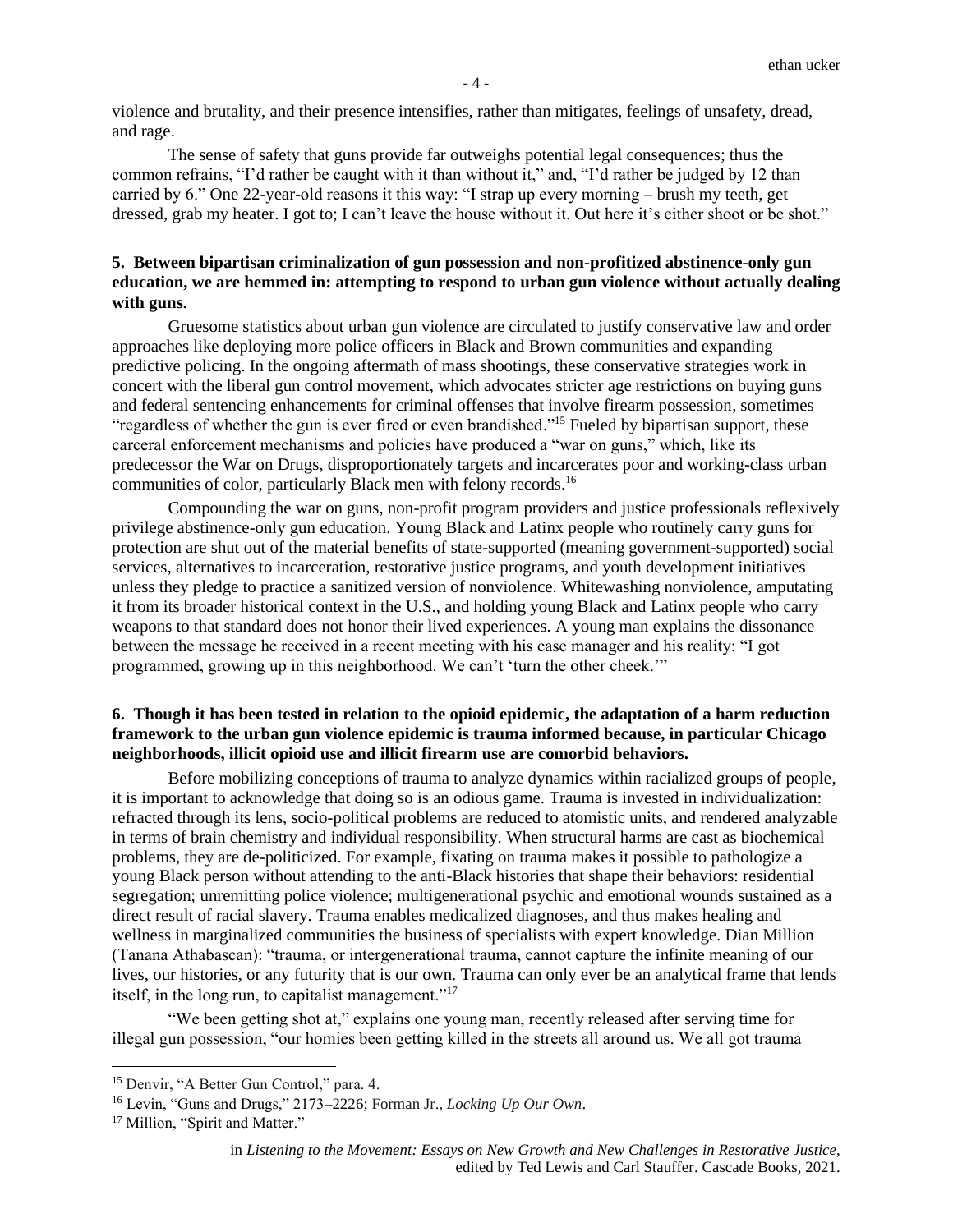violence and brutality, and their presence intensifies, rather than mitigates, feelings of unsafety, dread, and rage.

The sense of safety that guns provide far outweighs potential legal consequences; thus the common refrains, "I'd rather be caught with it than without it," and, "I'd rather be judged by 12 than carried by 6." One 22-year-old reasons it this way: "I strap up every morning – brush my teeth, get dressed, grab my heater. I got to; I can't leave the house without it. Out here it's either shoot or be shot."

**5. Between bipartisan criminalization of gun possession and non-profitized abstinence-only gun education, we are hemmed in: attempting to respond to urban gun violence without actually dealing with guns.**

Gruesome statistics about urban gun violence are circulated to justify conservative law and order approaches like deploying more police officers in Black and Brown communities and expanding predictive policing. In the ongoing aftermath of mass shootings, these conservative strategies work in concert with the liberal gun control movement, which advocates stricter age restrictions on buying guns and federal sentencing enhancements for criminal offenses that involve firearm possession, sometimes "regardless of whether the gun is ever fired or even brandished."[15] Fueled by bipartisan support, these carceral enforcement mechanisms and policies have produced a "war on guns," which, like its predecessor the War on Drugs, disproportionately targets and incarcerates poor and working-class urban communities of color, particularly Black men with felony records.[16]

Compounding the war on guns, non-profit program providers and justice professionals reflexively privilege abstinence-only gun education. Young Black and Latinx people who routinely carry guns for protection are shut out of the material benefits of state-supported (meaning government-supported) social services, alternatives to incarceration, restorative justice programs, and youth development initiatives unless they pledge to practice a sanitized version of nonviolence. Whitewashing nonviolence, amputating it from its broader historical context in the U.S., and holding young Black and Latinx people who carry weapons to that standard does not honor their lived experiences. A young man explains the dissonance between the message he received in a recent meeting with his case manager and his reality: "I got programmed, growing up in this neighborhood. We can't 'turn the other cheek.'"

**6. Though it has been tested in relation to the opioid epidemic, the adaptation of a harm reduction framework to the urban gun violence epidemic is trauma informed because, in particular Chicago neighborhoods, illicit opioid use and illicit firearm use are comorbid behaviors.**

Before mobilizing conceptions of trauma to analyze dynamics within racialized groups of people, it is important to acknowledge that doing so is an odious game. Trauma is invested in individualization: refracted through its lens, socio-political problems are reduced to atomistic units, and rendered analyzable in terms of brain chemistry and individual responsibility. When structural harms are cast as biochemical problems, they are de-politicized. For example, fixating on trauma makes it possible to pathologize a young Black person without attending to the anti-Black histories that shape their behaviors: residential segregation; unremitting police violence; multigenerational psychic and emotional wounds sustained as a direct result of racial slavery. Trauma enables medicalized diagnoses, and thus makes healing and wellness in marginalized communities the business of specialists with expert knowledge. Dian Million (Tanana Athabascan): "trauma, or intergenerational trauma, cannot capture the infinite meaning of our lives, our histories, or any futurity that is our own. Trauma can only ever be an analytical frame that lends itself, in the long run, to capitalist management."[17]

"We been getting shot at," explains one young man, recently released after serving time for illegal gun possession, "our homies been getting killed in the streets all around us. We all got trauma

---

[15] Denvir, "A Better Gun Control," para. 4.

[16] Levin, "Guns and Drugs," 2173–2226; Forman Jr., *Locking Up Our Own*.

[17] Million, "Spirit and Matter."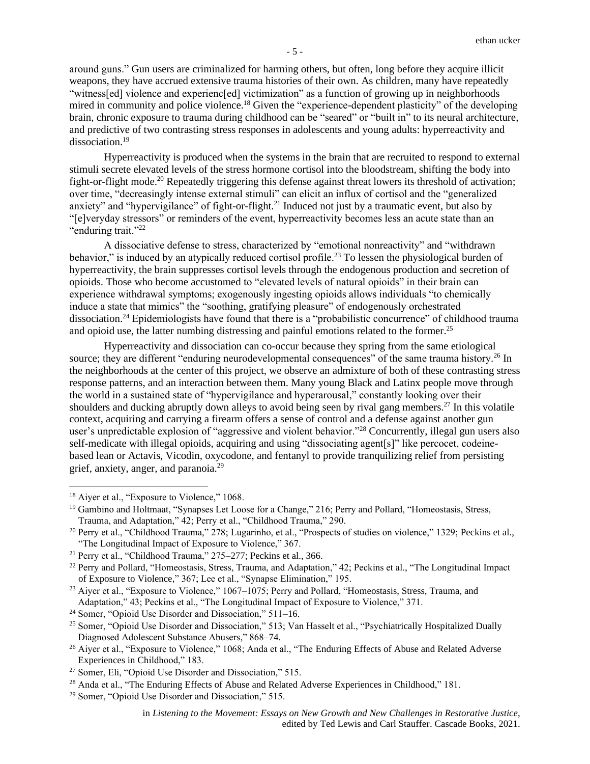around guns." Gun users are criminalized for harming others, but often, long before they acquire illicit weapons, they have accrued extensive trauma histories of their own. As children, many have repeatedly "witness[ed] violence and experienc[ed] victimization" as a function of growing up in neighborhoods mired in community and police violence.[18] Given the "experience-dependent plasticity" of the developing brain, chronic exposure to trauma during childhood can be "seared" or "built in" to its neural architecture, and predictive of two contrasting stress responses in adolescents and young adults: hyperreactivity and dissociation.[19]

Hyperreactivity is produced when the systems in the brain that are recruited to respond to external stimuli secrete elevated levels of the stress hormone cortisol into the bloodstream, shifting the body into fight-or-flight mode.[20] Repeatedly triggering this defense against threat lowers its threshold of activation; over time, "decreasingly intense external stimuli" can elicit an influx of cortisol and the "generalized anxiety" and "hypervigilance" of fight-or-flight.[21] Induced not just by a traumatic event, but also by "[e]veryday stressors" or reminders of the event, hyperreactivity becomes less an acute state than an "enduring trait."[22]

A dissociative defense to stress, characterized by "emotional nonreactivity" and "withdrawn behavior," is induced by an atypically reduced cortisol profile.[23] To lessen the physiological burden of hyperreactivity, the brain suppresses cortisol levels through the endogenous production and secretion of opioids. Those who become accustomed to "elevated levels of natural opioids" in their brain can experience withdrawal symptoms; exogenously ingesting opioids allows individuals "to chemically induce a state that mimics" the "soothing, gratifying pleasure" of endogenously orchestrated dissociation.[24] Epidemiologists have found that there is a "probabilistic concurrence" of childhood trauma and opioid use, the latter numbing distressing and painful emotions related to the former.[25]

Hyperreactivity and dissociation can co-occur because they spring from the same etiological source; they are different "enduring neurodevelopmental consequences" of the same trauma history.[26] In the neighborhoods at the center of this project, we observe an admixture of both of these contrasting stress response patterns, and an interaction between them. Many young Black and Latinx people move through the world in a sustained state of "hypervigilance and hyperarousal," constantly looking over their shoulders and ducking abruptly down alleys to avoid being seen by rival gang members.[27] In this volatile context, acquiring and carrying a firearm offers a sense of control and a defense against another gun user's unpredictable explosion of "aggressive and violent behavior."[28] Concurrently, illegal gun users also self-medicate with illegal opioids, acquiring and using "dissociating agent[s]" like percocet, codeine-based lean or Actavis, Vicodin, oxycodone, and fentanyl to provide tranquilizing relief from persisting grief, anxiety, anger, and paranoia.[29]

---

[18] Aiyer et al., "Exposure to Violence," 1068.

[19] Gambino and Holtmaat, "Synapses Let Loose for a Change," 216; Perry and Pollard, "Homeostasis, Stress, Trauma, and Adaptation," 42; Perry et al., "Childhood Trauma," 290.

[20] Perry et al., "Childhood Trauma," 278; Lugarinho, et al., "Prospects of studies on violence," 1329; Peckins et al., "The Longitudinal Impact of Exposure to Violence," 367.

[21] Perry et al., "Childhood Trauma," 275–277; Peckins et al., 366.

[22] Perry and Pollard, "Homeostasis, Stress, Trauma, and Adaptation," 42; Peckins et al., "The Longitudinal Impact of Exposure to Violence," 367; Lee et al., "Synapse Elimination," 195.

[23] Aiyer et al., "Exposure to Violence," 1067–1075; Perry and Pollard, "Homeostasis, Stress, Trauma, and Adaptation," 43; Peckins et al., "The Longitudinal Impact of Exposure to Violence," 371.

[24] Somer, "Opioid Use Disorder and Dissociation," 511–16.

[25] Somer, "Opioid Use Disorder and Dissociation," 513; Van Hasselt et al., "Psychiatrically Hospitalized Dually Diagnosed Adolescent Substance Abusers," 868–74.

[26] Aiyer et al., "Exposure to Violence," 1068; Anda et al., "The Enduring Effects of Abuse and Related Adverse Experiences in Childhood," 183.

[27] Somer, Eli, "Opioid Use Disorder and Dissociation," 515.

[28] Anda et al., "The Enduring Effects of Abuse and Related Adverse Experiences in Childhood," 181.

[29] Somer, "Opioid Use Disorder and Dissociation," 515.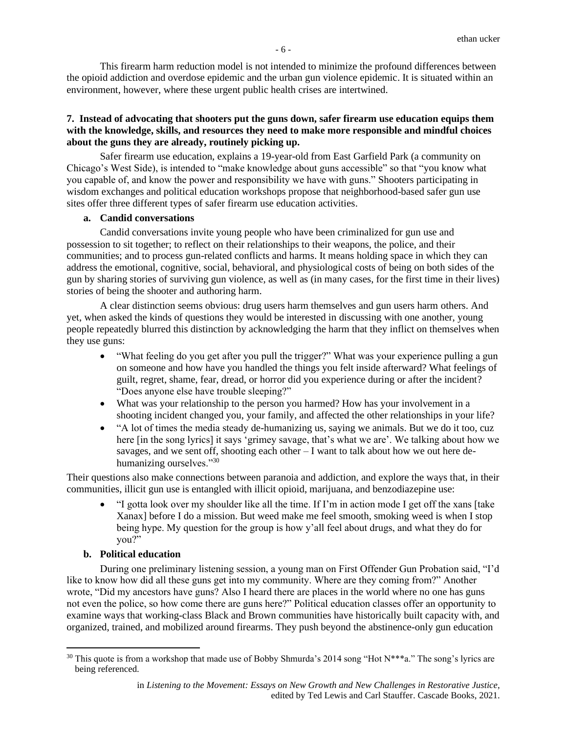This firearm harm reduction model is not intended to minimize the profound differences between the opioid addiction and overdose epidemic and the urban gun violence epidemic. It is situated within an environment, however, where these urgent public health crises are intertwined.

**7. Instead of advocating that shooters put the guns down, safer firearm use education equips them with the knowledge, skills, and resources they need to make more responsible and mindful choices about the guns they are already, routinely picking up.**

Safer firearm use education, explains a 19-year-old from East Garfield Park (a community on Chicago's West Side), is intended to "make knowledge about guns accessible" so that "you know what you capable of, and know the power and responsibility we have with guns." Shooters participating in wisdom exchanges and political education workshops propose that neighborhood-based safer gun use sites offer three different types of safer firearm use education activities.

**a. Candid conversations**

Candid conversations invite young people who have been criminalized for gun use and possession to sit together; to reflect on their relationships to their weapons, the police, and their communities; and to process gun-related conflicts and harms. It means holding space in which they can address the emotional, cognitive, social, behavioral, and physiological costs of being on both sides of the gun by sharing stories of surviving gun violence, as well as (in many cases, for the first time in their lives) stories of being the shooter and authoring harm.

A clear distinction seems obvious: drug users harm themselves and gun users harm others. And yet, when asked the kinds of questions they would be interested in discussing with one another, young people repeatedly blurred this distinction by acknowledging the harm that they inflict on themselves when they use guns:

- "What feeling do you get after you pull the trigger?" What was your experience pulling a gun on someone and how have you handled the things you felt inside afterward? What feelings of guilt, regret, shame, fear, dread, or horror did you experience during or after the incident? "Does anyone else have trouble sleeping?"
- What was your relationship to the person you harmed? How has your involvement in a shooting incident changed you, your family, and affected the other relationships in your life?
- "A lot of times the media steady de-humanizing us, saying we animals. But we do it too, cuz here [in the song lyrics] it says 'grimey savage, that's what we are'. We talking about how we savages, and we sent off, shooting each other – I want to talk about how we out here de-humanizing ourselves."[30]

Their questions also make connections between paranoia and addiction, and explore the ways that, in their communities, illicit gun use is entangled with illicit opioid, marijuana, and benzodiazepine use:

- "I gotta look over my shoulder like all the time. If I'm in action mode I get off the xans [take Xanax] before I do a mission. But weed make me feel smooth, smoking weed is when I stop being hype. My question for the group is how y'all feel about drugs, and what they do for you?"

**b. Political education**

During one preliminary listening session, a young man on First Offender Gun Probation said, "I'd like to know how did all these guns get into my community. Where are they coming from?" Another wrote, "Did my ancestors have guns? Also I heard there are places in the world where no one has guns not even the police, so how come there are guns here?" Political education classes offer an opportunity to examine ways that working-class Black and Brown communities have historically built capacity with, and organized, trained, and mobilized around firearms. They push beyond the abstinence-only gun education

[30] This quote is from a workshop that made use of Bobby Shmurda's 2014 song "Hot N***a." The song's lyrics are being referenced.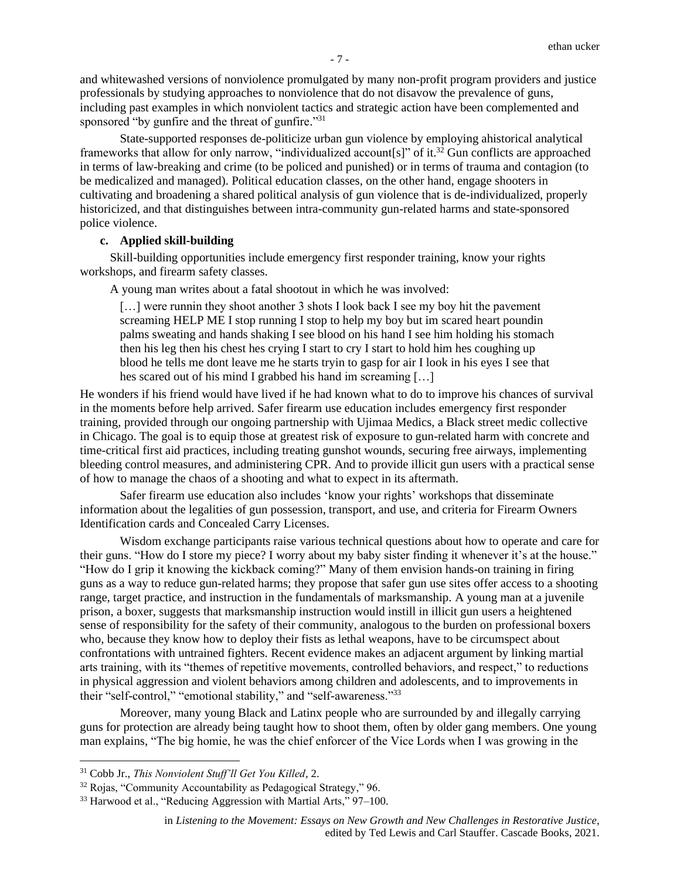and whitewashed versions of nonviolence promulgated by many non-profit program providers and justice professionals by studying approaches to nonviolence that do not disavow the prevalence of guns, including past examples in which nonviolent tactics and strategic action have been complemented and sponsored "by gunfire and the threat of gunfire."[31]

State-supported responses de-politicize urban gun violence by employing ahistorical analytical frameworks that allow for only narrow, "individualized account[s]" of it.[32] Gun conflicts are approached in terms of law-breaking and crime (to be policed and punished) or in terms of trauma and contagion (to be medicalized and managed). Political education classes, on the other hand, engage shooters in cultivating and broadening a shared political analysis of gun violence that is de-individualized, properly historicized, and that distinguishes between intra-community gun-related harms and state-sponsored police violence.

**c. Applied skill-building**

Skill-building opportunities include emergency first responder training, know your rights workshops, and firearm safety classes.

A young man writes about a fatal shootout in which he was involved:

> […] were runnin they shoot another 3 shots I look back I see my boy hit the pavement screaming HELP ME I stop running I stop to help my boy but im scared heart poundin palms sweating and hands shaking I see blood on his hand I see him holding his stomach then his leg then his chest hes crying I start to cry I start to hold him hes coughing up blood he tells me dont leave me he starts tryin to gasp for air I look in his eyes I see that hes scared out of his mind I grabbed his hand im screaming […]

He wonders if his friend would have lived if he had known what to do to improve his chances of survival in the moments before help arrived. Safer firearm use education includes emergency first responder training, provided through our ongoing partnership with Ujimaa Medics, a Black street medic collective in Chicago. The goal is to equip those at greatest risk of exposure to gun-related harm with concrete and time-critical first aid practices, including treating gunshot wounds, securing free airways, implementing bleeding control measures, and administering CPR. And to provide illicit gun users with a practical sense of how to manage the chaos of a shooting and what to expect in its aftermath.

Safer firearm use education also includes 'know your rights' workshops that disseminate information about the legalities of gun possession, transport, and use, and criteria for Firearm Owners Identification cards and Concealed Carry Licenses.

Wisdom exchange participants raise various technical questions about how to operate and care for their guns. "How do I store my piece? I worry about my baby sister finding it whenever it's at the house." "How do I grip it knowing the kickback coming?" Many of them envision hands-on training in firing guns as a way to reduce gun-related harms; they propose that safer gun use sites offer access to a shooting range, target practice, and instruction in the fundamentals of marksmanship. A young man at a juvenile prison, a boxer, suggests that marksmanship instruction would instill in illicit gun users a heightened sense of responsibility for the safety of their community, analogous to the burden on professional boxers who, because they know how to deploy their fists as lethal weapons, have to be circumspect about confrontations with untrained fighters. Recent evidence makes an adjacent argument by linking martial arts training, with its "themes of repetitive movements, controlled behaviors, and respect," to reductions in physical aggression and violent behaviors among children and adolescents, and to improvements in their "self-control," "emotional stability," and "self-awareness."[33]

Moreover, many young Black and Latinx people who are surrounded by and illegally carrying guns for protection are already being taught how to shoot them, often by older gang members. One young man explains, "The big homie, he was the chief enforcer of the Vice Lords when I was growing in the

---

[31] Cobb Jr., *This Nonviolent Stuff'll Get You Killed*, 2.

[32] Rojas, "Community Accountability as Pedagogical Strategy," 96.

[33] Harwood et al., "Reducing Aggression with Martial Arts," 97–100.

in *Listening to the Movement: Essays on New Growth and New Challenges in Restorative Justice*, edited by Ted Lewis and Carl Stauffer. Cascade Books, 2021.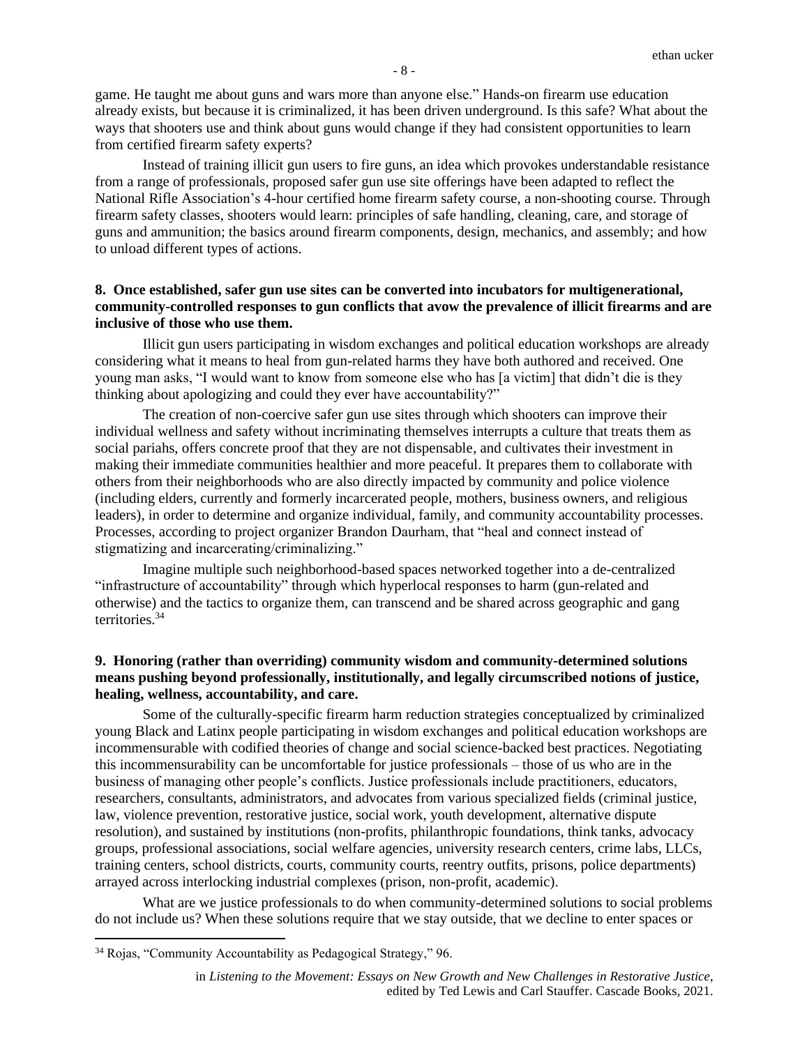game. He taught me about guns and wars more than anyone else." Hands-on firearm use education already exists, but because it is criminalized, it has been driven underground. Is this safe? What about the ways that shooters use and think about guns would change if they had consistent opportunities to learn from certified firearm safety experts?

Instead of training illicit gun users to fire guns, an idea which provokes understandable resistance from a range of professionals, proposed safer gun use site offerings have been adapted to reflect the National Rifle Association's 4-hour certified home firearm safety course, a non-shooting course. Through firearm safety classes, shooters would learn: principles of safe handling, cleaning, care, and storage of guns and ammunition; the basics around firearm components, design, mechanics, and assembly; and how to unload different types of actions.

**8. Once established, safer gun use sites can be converted into incubators for multigenerational, community-controlled responses to gun conflicts that avow the prevalence of illicit firearms and are inclusive of those who use them.**

Illicit gun users participating in wisdom exchanges and political education workshops are already considering what it means to heal from gun-related harms they have both authored and received. One young man asks, "I would want to know from someone else who has [a victim] that didn't die is they thinking about apologizing and could they ever have accountability?"

The creation of non-coercive safer gun use sites through which shooters can improve their individual wellness and safety without incriminating themselves interrupts a culture that treats them as social pariahs, offers concrete proof that they are not dispensable, and cultivates their investment in making their immediate communities healthier and more peaceful. It prepares them to collaborate with others from their neighborhoods who are also directly impacted by community and police violence (including elders, currently and formerly incarcerated people, mothers, business owners, and religious leaders), in order to determine and organize individual, family, and community accountability processes. Processes, according to project organizer Brandon Daurham, that "heal and connect instead of stigmatizing and incarcerating/criminalizing."

Imagine multiple such neighborhood-based spaces networked together into a de-centralized "infrastructure of accountability" through which hyperlocal responses to harm (gun-related and otherwise) and the tactics to organize them, can transcend and be shared across geographic and gang territories.[34]

**9. Honoring (rather than overriding) community wisdom and community-determined solutions means pushing beyond professionally, institutionally, and legally circumscribed notions of justice, healing, wellness, accountability, and care.**

Some of the culturally-specific firearm harm reduction strategies conceptualized by criminalized young Black and Latinx people participating in wisdom exchanges and political education workshops are incommensurable with codified theories of change and social science-backed best practices. Negotiating this incommensurability can be uncomfortable for justice professionals – those of us who are in the business of managing other people's conflicts. Justice professionals include practitioners, educators, researchers, consultants, administrators, and advocates from various specialized fields (criminal justice, law, violence prevention, restorative justice, social work, youth development, alternative dispute resolution), and sustained by institutions (non-profits, philanthropic foundations, think tanks, advocacy groups, professional associations, social welfare agencies, university research centers, crime labs, LLCs, training centers, school districts, courts, community courts, reentry outfits, prisons, police departments) arrayed across interlocking industrial complexes (prison, non-profit, academic).

What are we justice professionals to do when community-determined solutions to social problems do not include us? When these solutions require that we stay outside, that we decline to enter spaces or

[34] Rojas, "Community Accountability as Pedagogical Strategy," 96.

in *Listening to the Movement: Essays on New Growth and New Challenges in Restorative Justice*, edited by Ted Lewis and Carl Stauffer. Cascade Books, 2021.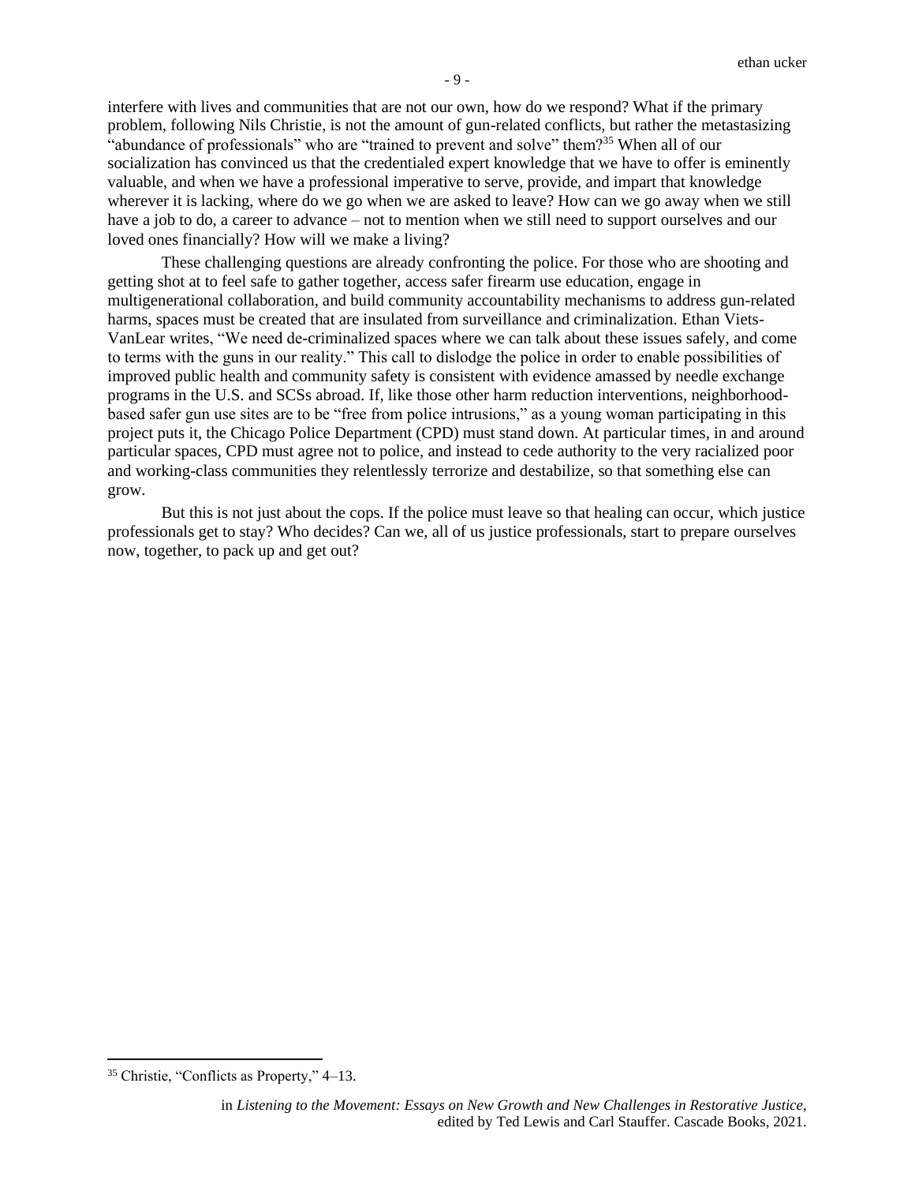interfere with lives and communities that are not our own, how do we respond? What if the primary problem, following Nils Christie, is not the amount of gun-related conflicts, but rather the metastasizing "abundance of professionals" who are "trained to prevent and solve" them?[35] When all of our socialization has convinced us that the credentialed expert knowledge that we have to offer is eminently valuable, and when we have a professional imperative to serve, provide, and impart that knowledge wherever it is lacking, where do we go when we are asked to leave? How can we go away when we still have a job to do, a career to advance – not to mention when we still need to support ourselves and our loved ones financially? How will we make a living?

These challenging questions are already confronting the police. For those who are shooting and getting shot at to feel safe to gather together, access safer firearm use education, engage in multigenerational collaboration, and build community accountability mechanisms to address gun-related harms, spaces must be created that are insulated from surveillance and criminalization. Ethan Viets-VanLear writes, "We need de-criminalized spaces where we can talk about these issues safely, and come to terms with the guns in our reality." This call to dislodge the police in order to enable possibilities of improved public health and community safety is consistent with evidence amassed by needle exchange programs in the U.S. and SCSs abroad. If, like those other harm reduction interventions, neighborhood-based safer gun use sites are to be "free from police intrusions," as a young woman participating in this project puts it, the Chicago Police Department (CPD) must stand down. At particular times, in and around particular spaces, CPD must agree not to police, and instead to cede authority to the very racialized poor and working-class communities they relentlessly terrorize and destabilize, so that something else can grow.

But this is not just about the cops. If the police must leave so that healing can occur, which justice professionals get to stay? Who decides? Can we, all of us justice professionals, start to prepare ourselves now, together, to pack up and get out?

---

[35] Christie, "Conflicts as Property," 4–13.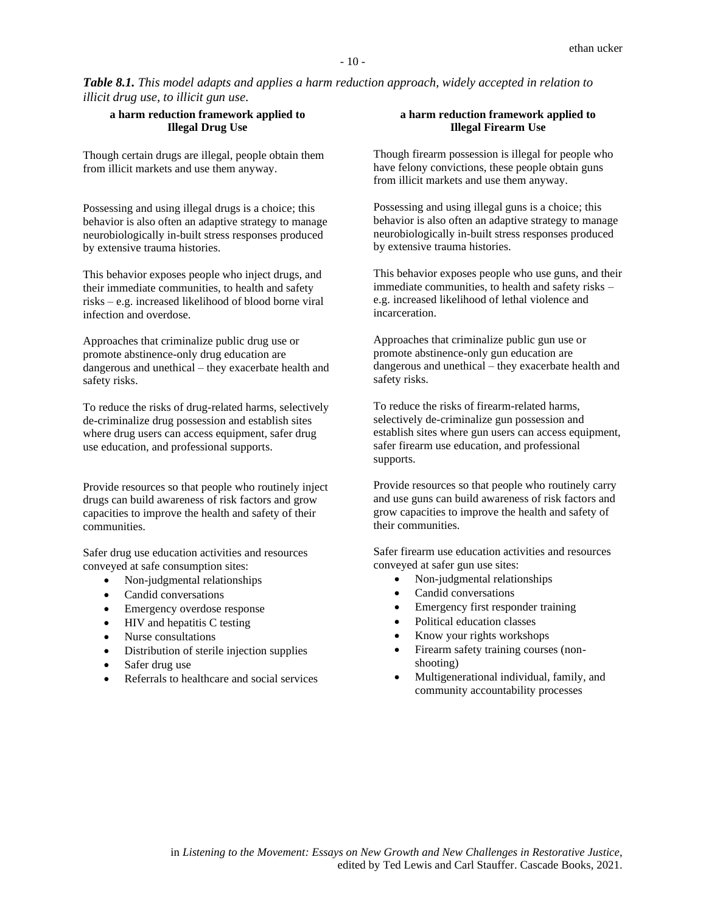***Table 8.1.*** *This model adapts and applies a harm reduction approach, widely accepted in relation to illicit drug use, to illicit gun use.*

| **a harm reduction framework applied to Illegal Drug Use** | **a harm reduction framework applied to Illegal Firearm Use** |
|---|---|
| Though certain drugs are illegal, people obtain them from illicit markets and use them anyway. | Though firearm possession is illegal for people who have felony convictions, these people obtain guns from illicit markets and use them anyway. |
| Possessing and using illegal drugs is a choice; this behavior is also often an adaptive strategy to manage neurobiologically in-built stress responses produced by extensive trauma histories. | Possessing and using illegal guns is a choice; this behavior is also often an adaptive strategy to manage neurobiologically in-built stress responses produced by extensive trauma histories. |
| This behavior exposes people who inject drugs, and their immediate communities, to health and safety risks – e.g. increased likelihood of blood borne viral infection and overdose. | This behavior exposes people who use guns, and their immediate communities, to health and safety risks – e.g. increased likelihood of lethal violence and incarceration. |
| Approaches that criminalize public drug use or promote abstinence-only drug education are dangerous and unethical – they exacerbate health and safety risks. | Approaches that criminalize public gun use or promote abstinence-only gun education are dangerous and unethical – they exacerbate health and safety risks. |
| To reduce the risks of drug-related harms, selectively de-criminalize drug possession and establish sites where drug users can access equipment, safer drug use education, and professional supports. | To reduce the risks of firearm-related harms, selectively de-criminalize gun possession and establish sites where gun users can access equipment, safer firearm use education, and professional supports. |
| Provide resources so that people who routinely inject drugs can build awareness of risk factors and grow capacities to improve the health and safety of their communities. | Provide resources so that people who routinely carry and use guns can build awareness of risk factors and grow capacities to improve the health and safety of their communities. |
| Safer drug use education activities and resources conveyed at safe consumption sites: <br>• Non-judgmental relationships <br>• Candid conversations <br>• Emergency overdose response <br>• HIV and hepatitis C testing <br>• Nurse consultations <br>• Distribution of sterile injection supplies <br>• Safer drug use <br>• Referrals to healthcare and social services | Safer firearm use education activities and resources conveyed at safer gun use sites: <br>• Non-judgmental relationships <br>• Candid conversations <br>• Emergency first responder training <br>• Political education classes <br>• Know your rights workshops <br>• Firearm safety training courses (non-shooting) <br>• Multigenerational individual, family, and community accountability processes |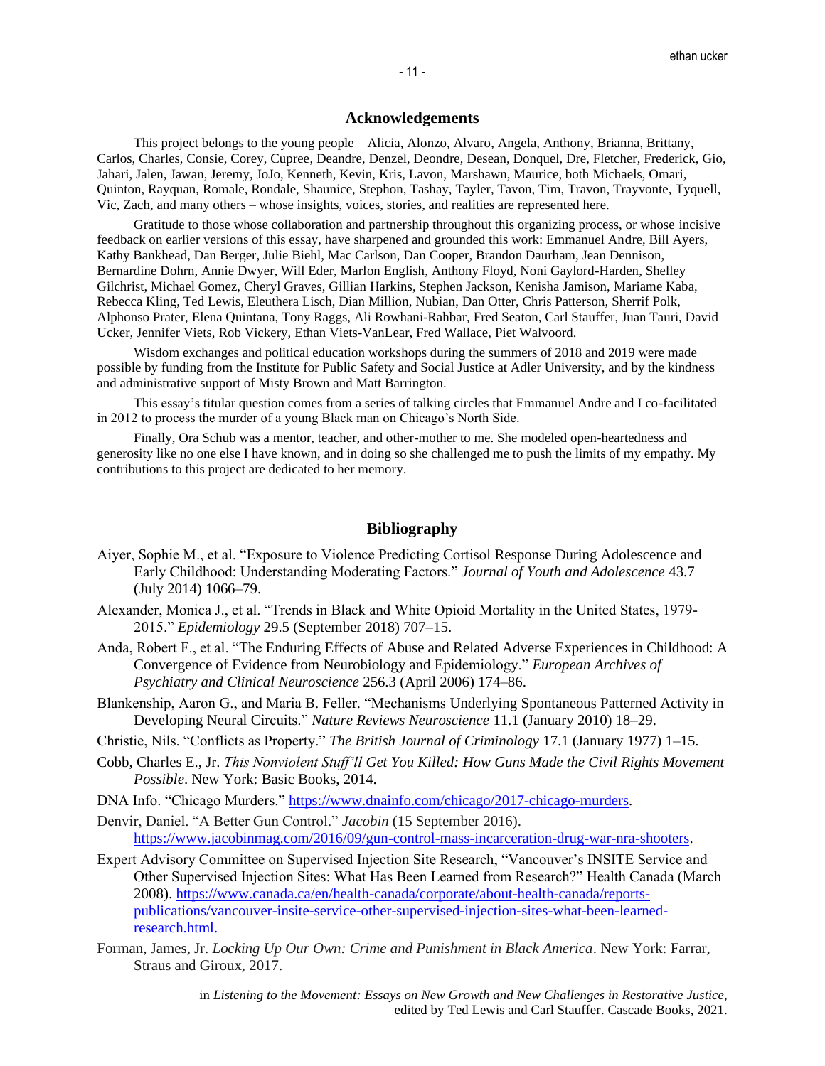## Acknowledgements

This project belongs to the young people – Alicia, Alonzo, Alvaro, Angela, Anthony, Brianna, Brittany, Carlos, Charles, Consie, Corey, Cupree, Deandre, Denzel, Deondre, Desean, Donquel, Dre, Fletcher, Frederick, Gio, Jahari, Jalen, Jawan, Jeremy, JoJo, Kenneth, Kevin, Kris, Lavon, Marshawn, Maurice, both Michaels, Omari, Quinton, Rayquan, Romale, Rondale, Shaunice, Stephon, Tashay, Tayler, Tavon, Tim, Travon, Trayvonte, Tyquell, Vic, Zach, and many others – whose insights, voices, stories, and realities are represented here.

Gratitude to those whose collaboration and partnership throughout this organizing process, or whose incisive feedback on earlier versions of this essay, have sharpened and grounded this work: Emmanuel Andre, Bill Ayers, Kathy Bankhead, Dan Berger, Julie Biehl, Mac Carlson, Dan Cooper, Brandon Daurham, Jean Dennison, Bernardine Dohrn, Annie Dwyer, Will Eder, Marlon English, Anthony Floyd, Noni Gaylord-Harden, Shelley Gilchrist, Michael Gomez, Cheryl Graves, Gillian Harkins, Stephen Jackson, Kenisha Jamison, Mariame Kaba, Rebecca Kling, Ted Lewis, Eleuthera Lisch, Dian Million, Nubian, Dan Otter, Chris Patterson, Sherrif Polk, Alphonso Prater, Elena Quintana, Tony Raggs, Ali Rowhani-Rahbar, Fred Seaton, Carl Stauffer, Juan Tauri, David Ucker, Jennifer Viets, Rob Vickery, Ethan Viets-VanLear, Fred Wallace, Piet Walvoord.

Wisdom exchanges and political education workshops during the summers of 2018 and 2019 were made possible by funding from the Institute for Public Safety and Social Justice at Adler University, and by the kindness and administrative support of Misty Brown and Matt Barrington.

This essay's titular question comes from a series of talking circles that Emmanuel Andre and I co-facilitated in 2012 to process the murder of a young Black man on Chicago's North Side.

Finally, Ora Schub was a mentor, teacher, and other-mother to me. She modeled open-heartedness and generosity like no one else I have known, and in doing so she challenged me to push the limits of my empathy. My contributions to this project are dedicated to her memory.

## Bibliography

Aiyer, Sophie M., et al. "Exposure to Violence Predicting Cortisol Response During Adolescence and Early Childhood: Understanding Moderating Factors." *Journal of Youth and Adolescence* 43.7 (July 2014) 1066–79.

Alexander, Monica J., et al. "Trends in Black and White Opioid Mortality in the United States, 1979-2015." *Epidemiology* 29.5 (September 2018) 707–15.

Anda, Robert F., et al. "The Enduring Effects of Abuse and Related Adverse Experiences in Childhood: A Convergence of Evidence from Neurobiology and Epidemiology." *European Archives of Psychiatry and Clinical Neuroscience* 256.3 (April 2006) 174–86.

Blankenship, Aaron G., and Maria B. Feller. "Mechanisms Underlying Spontaneous Patterned Activity in Developing Neural Circuits." *Nature Reviews Neuroscience* 11.1 (January 2010) 18–29.

Christie, Nils. "Conflicts as Property." *The British Journal of Criminology* 17.1 (January 1977) 1–15.

Cobb, Charles E., Jr. *This Nonviolent Stuff'll Get You Killed: How Guns Made the Civil Rights Movement Possible*. New York: Basic Books, 2014.

DNA Info. "Chicago Murders." https://www.dnainfo.com/chicago/2017-chicago-murders.

Denvir, Daniel. "A Better Gun Control." *Jacobin* (15 September 2016). https://www.jacobinmag.com/2016/09/gun-control-mass-incarceration-drug-war-nra-shooters.

Expert Advisory Committee on Supervised Injection Site Research, "Vancouver's INSITE Service and Other Supervised Injection Sites: What Has Been Learned from Research?" Health Canada (March 2008). https://www.canada.ca/en/health-canada/corporate/about-health-canada/reports-publications/vancouver-insite-service-other-supervised-injection-sites-what-been-learned-research.html.

Forman, James, Jr. *Locking Up Our Own: Crime and Punishment in Black America*. New York: Farrar, Straus and Giroux, 2017.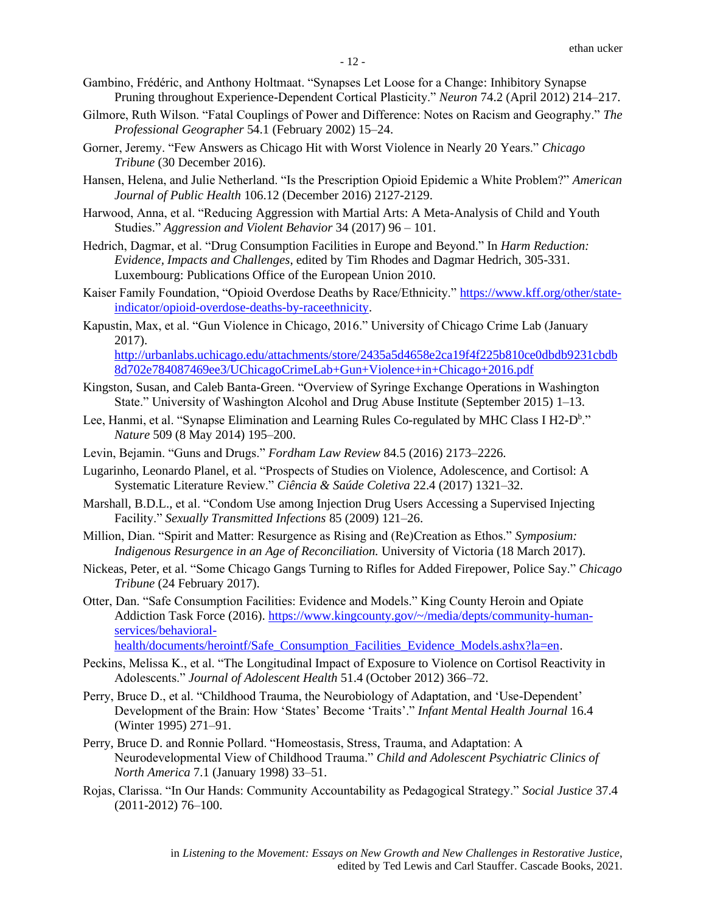Gambino, Frédéric, and Anthony Holtmaat. "Synapses Let Loose for a Change: Inhibitory Synapse Pruning throughout Experience-Dependent Cortical Plasticity." *Neuron* 74.2 (April 2012) 214–217.

Gilmore, Ruth Wilson. "Fatal Couplings of Power and Difference: Notes on Racism and Geography." *The Professional Geographer* 54.1 (February 2002) 15–24.

Gorner, Jeremy. "Few Answers as Chicago Hit with Worst Violence in Nearly 20 Years." *Chicago Tribune* (30 December 2016).

Hansen, Helena, and Julie Netherland. "Is the Prescription Opioid Epidemic a White Problem?" *American Journal of Public Health* 106.12 (December 2016) 2127-2129.

Harwood, Anna, et al. "Reducing Aggression with Martial Arts: A Meta-Analysis of Child and Youth Studies." *Aggression and Violent Behavior* 34 (2017) 96 – 101.

Hedrich, Dagmar, et al. "Drug Consumption Facilities in Europe and Beyond." In *Harm Reduction: Evidence, Impacts and Challenges*, edited by Tim Rhodes and Dagmar Hedrich, 305-331. Luxembourg: Publications Office of the European Union 2010.

Kaiser Family Foundation, "Opioid Overdose Deaths by Race/Ethnicity." https://www.kff.org/other/state-indicator/opioid-overdose-deaths-by-raceethnicity.

Kapustin, Max, et al. "Gun Violence in Chicago, 2016." University of Chicago Crime Lab (January 2017). http://urbanlabs.uchicago.edu/attachments/store/2435a5d4658e2ca19f4f225b810ce0dbdb9231cbdb8d702e784087469ee3/UChicagoCrimeLab+Gun+Violence+in+Chicago+2016.pdf

Kingston, Susan, and Caleb Banta-Green. "Overview of Syringe Exchange Operations in Washington State." University of Washington Alcohol and Drug Abuse Institute (September 2015) 1–13.

Lee, Hanmi, et al. "Synapse Elimination and Learning Rules Co-regulated by MHC Class I H2-D$^b$." *Nature* 509 (8 May 2014) 195–200.

Levin, Bejamin. "Guns and Drugs." *Fordham Law Review* 84.5 (2016) 2173–2226.

Lugarinho, Leonardo Planel, et al. "Prospects of Studies on Violence, Adolescence, and Cortisol: A Systematic Literature Review." *Ciência & Saúde Coletiva* 22.4 (2017) 1321–32.

Marshall, B.D.L., et al. "Condom Use among Injection Drug Users Accessing a Supervised Injecting Facility." *Sexually Transmitted Infections* 85 (2009) 121–26.

Million, Dian. "Spirit and Matter: Resurgence as Rising and (Re)Creation as Ethos." *Symposium: Indigenous Resurgence in an Age of Reconciliation.* University of Victoria (18 March 2017).

Nickeas, Peter, et al. "Some Chicago Gangs Turning to Rifles for Added Firepower, Police Say." *Chicago Tribune* (24 February 2017).

Otter, Dan. "Safe Consumption Facilities: Evidence and Models." King County Heroin and Opiate Addiction Task Force (2016). https://www.kingcounty.gov/~/media/depts/community-human-services/behavioral-health/documents/herointf/Safe_Consumption_Facilities_Evidence_Models.ashx?la=en.

Peckins, Melissa K., et al. "The Longitudinal Impact of Exposure to Violence on Cortisol Reactivity in Adolescents." *Journal of Adolescent Health* 51.4 (October 2012) 366–72.

Perry, Bruce D., et al. "Childhood Trauma, the Neurobiology of Adaptation, and 'Use-Dependent' Development of the Brain: How 'States' Become 'Traits'." *Infant Mental Health Journal* 16.4 (Winter 1995) 271–91.

Perry, Bruce D. and Ronnie Pollard. "Homeostasis, Stress, Trauma, and Adaptation: A Neurodevelopmental View of Childhood Trauma." *Child and Adolescent Psychiatric Clinics of North America* 7.1 (January 1998) 33–51.

Rojas, Clarissa. "In Our Hands: Community Accountability as Pedagogical Strategy." *Social Justice* 37.4 (2011-2012) 76–100.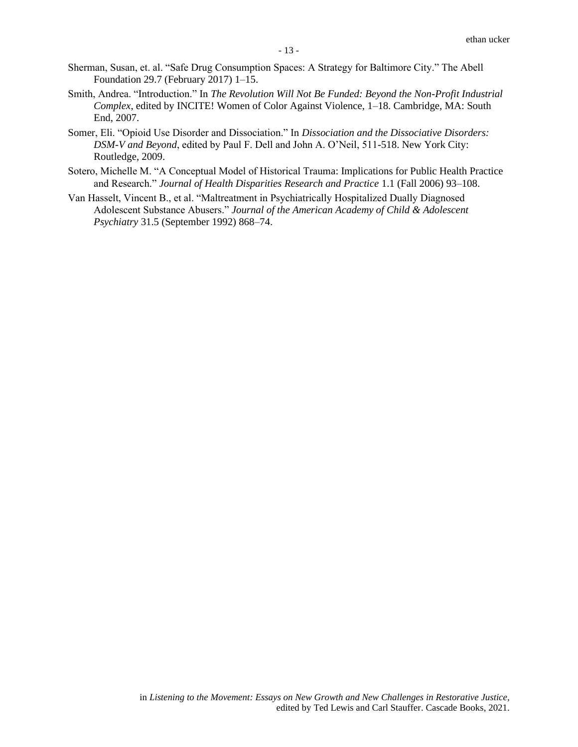Sherman, Susan, et. al. "Safe Drug Consumption Spaces: A Strategy for Baltimore City." The Abell Foundation 29.7 (February 2017) 1–15.

Smith, Andrea. "Introduction." In *The Revolution Will Not Be Funded: Beyond the Non-Profit Industrial Complex*, edited by INCITE! Women of Color Against Violence, 1–18. Cambridge, MA: South End, 2007.

Somer, Eli. "Opioid Use Disorder and Dissociation." In *Dissociation and the Dissociative Disorders: DSM-V and Beyond*, edited by Paul F. Dell and John A. O'Neil, 511-518. New York City: Routledge, 2009.

Sotero, Michelle M. "A Conceptual Model of Historical Trauma: Implications for Public Health Practice and Research." *Journal of Health Disparities Research and Practice* 1.1 (Fall 2006) 93–108.

Van Hasselt, Vincent B., et al. "Maltreatment in Psychiatrically Hospitalized Dually Diagnosed Adolescent Substance Abusers." *Journal of the American Academy of Child & Adolescent Psychiatry* 31.5 (September 1992) 868–74.